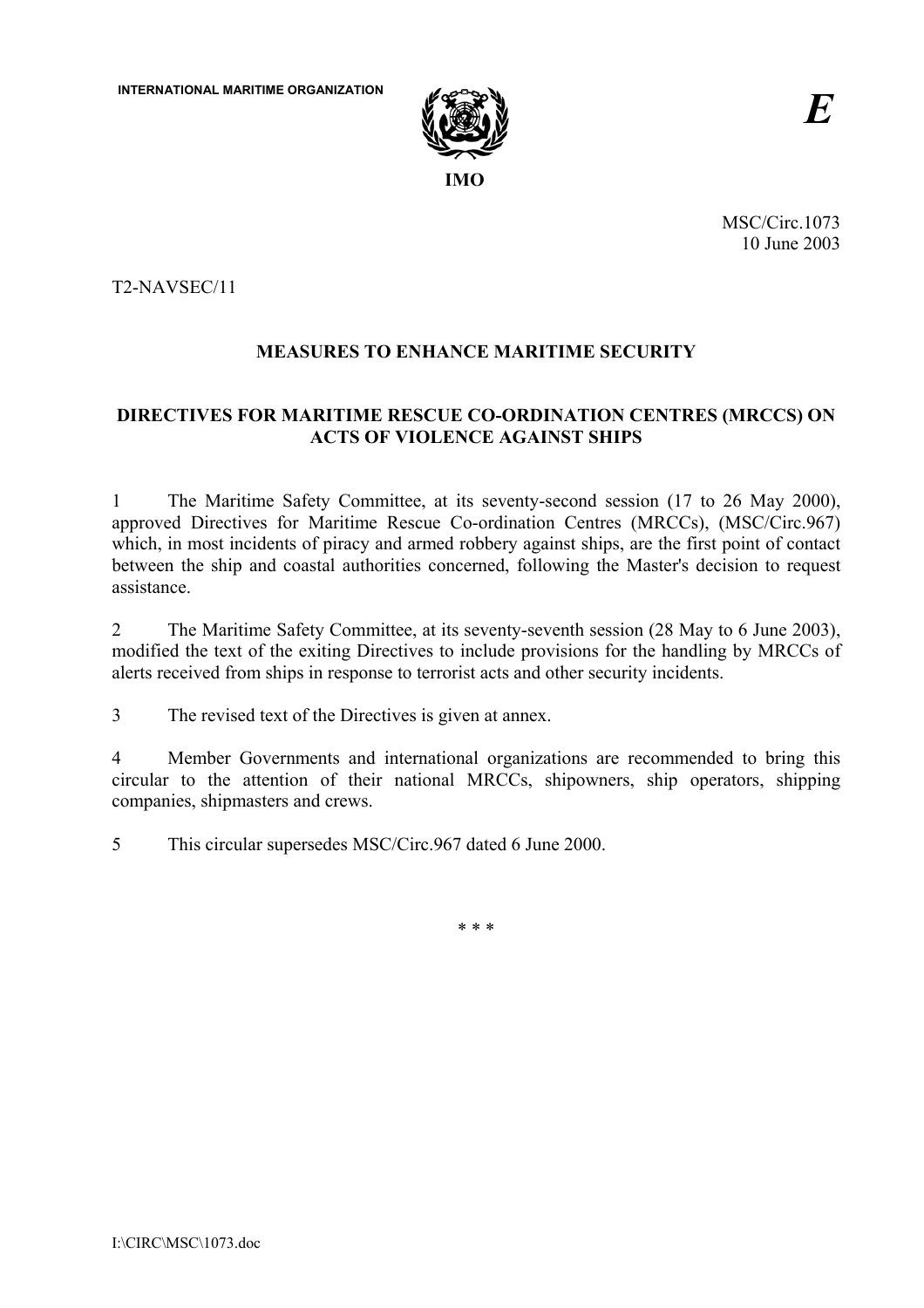INTERNATIONAL MARITIME ORGANIZATION

IMO

*E*

MSC/Circ.1073
10 June 2003

T2-NAVSEC/11

## MEASURES TO ENHANCE MARITIME SECURITY

## DIRECTIVES FOR MARITIME RESCUE CO-ORDINATION CENTRES (MRCCS) ON ACTS OF VIOLENCE AGAINST SHIPS

1 The Maritime Safety Committee, at its seventy-second session (17 to 26 May 2000), approved Directives for Maritime Rescue Co-ordination Centres (MRCCs), (MSC/Circ.967) which, in most incidents of piracy and armed robbery against ships, are the first point of contact between the ship and coastal authorities concerned, following the Master's decision to request assistance.

2 The Maritime Safety Committee, at its seventy-seventh session (28 May to 6 June 2003), modified the text of the exiting Directives to include provisions for the handling by MRCCs of alerts received from ships in response to terrorist acts and other security incidents.

3 The revised text of the Directives is given at annex.

4 Member Governments and international organizations are recommended to bring this circular to the attention of their national MRCCs, shipowners, ship operators, shipping companies, shipmasters and crews.

5 This circular supersedes MSC/Circ.967 dated 6 June 2000.

\* \* \*

I:\CIRC\MSC\1073.doc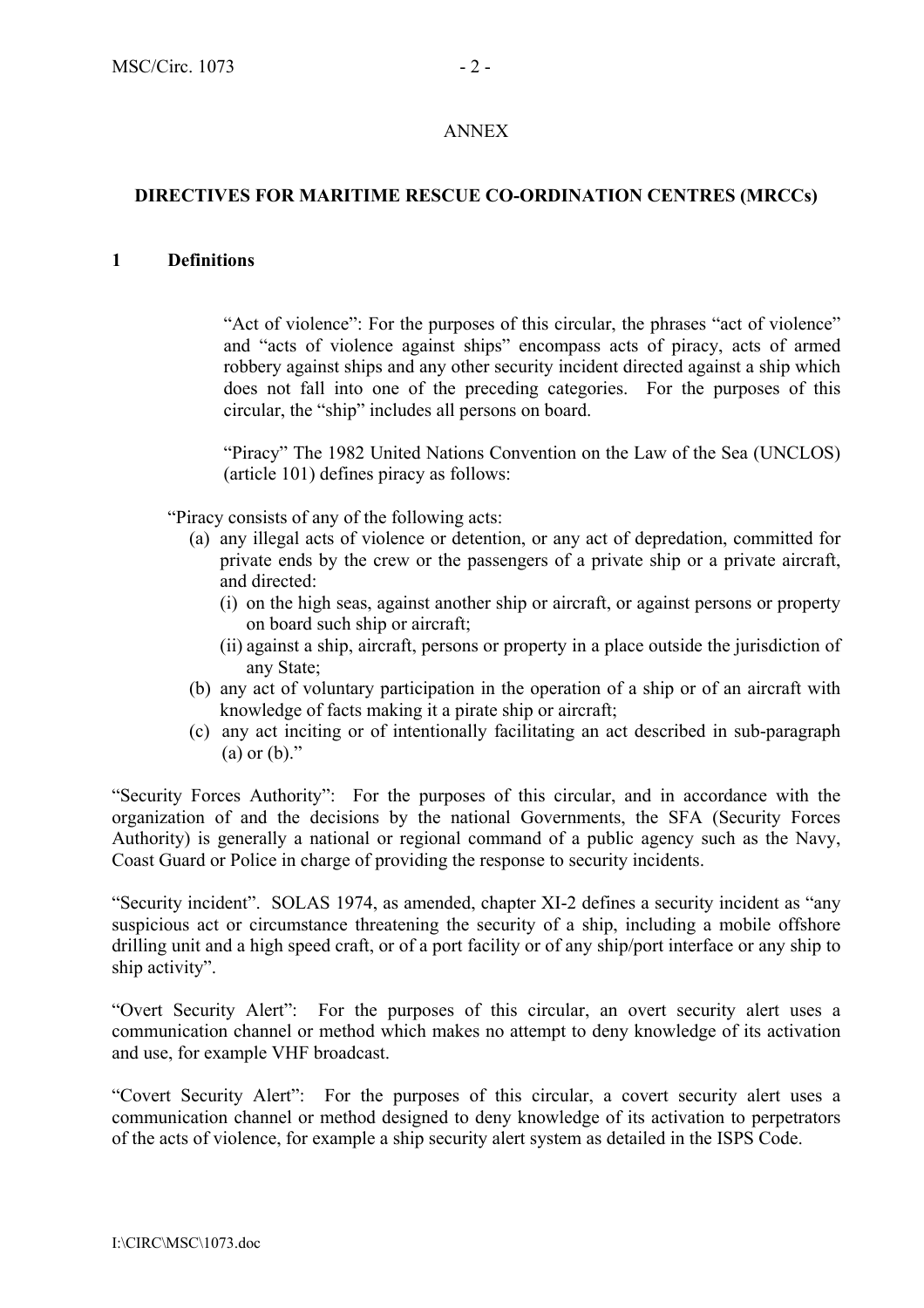ANNEX

**DIRECTIVES FOR MARITIME RESCUE CO-ORDINATION CENTRES (MRCCs)**

## 1 Definitions

"Act of violence": For the purposes of this circular, the phrases "act of violence" and "acts of violence against ships" encompass acts of piracy, acts of armed robbery against ships and any other security incident directed against a ship which does not fall into one of the preceding categories. For the purposes of this circular, the "ship" includes all persons on board.

"Piracy" The 1982 United Nations Convention on the Law of the Sea (UNCLOS) (article 101) defines piracy as follows:

"Piracy consists of any of the following acts:

(a) any illegal acts of violence or detention, or any act of depredation, committed for private ends by the crew or the passengers of a private ship or a private aircraft, and directed:
   (i) on the high seas, against another ship or aircraft, or against persons or property on board such ship or aircraft;
   (ii) against a ship, aircraft, persons or property in a place outside the jurisdiction of any State;

(b) any act of voluntary participation in the operation of a ship or of an aircraft with knowledge of facts making it a pirate ship or aircraft;

(c) any act inciting or of intentionally facilitating an act described in sub-paragraph (a) or (b)."

"Security Forces Authority": For the purposes of this circular, and in accordance with the organization of and the decisions by the national Governments, the SFA (Security Forces Authority) is generally a national or regional command of a public agency such as the Navy, Coast Guard or Police in charge of providing the response to security incidents.

"Security incident". SOLAS 1974, as amended, chapter XI-2 defines a security incident as "any suspicious act or circumstance threatening the security of a ship, including a mobile offshore drilling unit and a high speed craft, or of a port facility or of any ship/port interface or any ship to ship activity".

"Overt Security Alert": For the purposes of this circular, an overt security alert uses a communication channel or method which makes no attempt to deny knowledge of its activation and use, for example VHF broadcast.

"Covert Security Alert": For the purposes of this circular, a covert security alert uses a communication channel or method designed to deny knowledge of its activation to perpetrators of the acts of violence, for example a ship security alert system as detailed in the ISPS Code.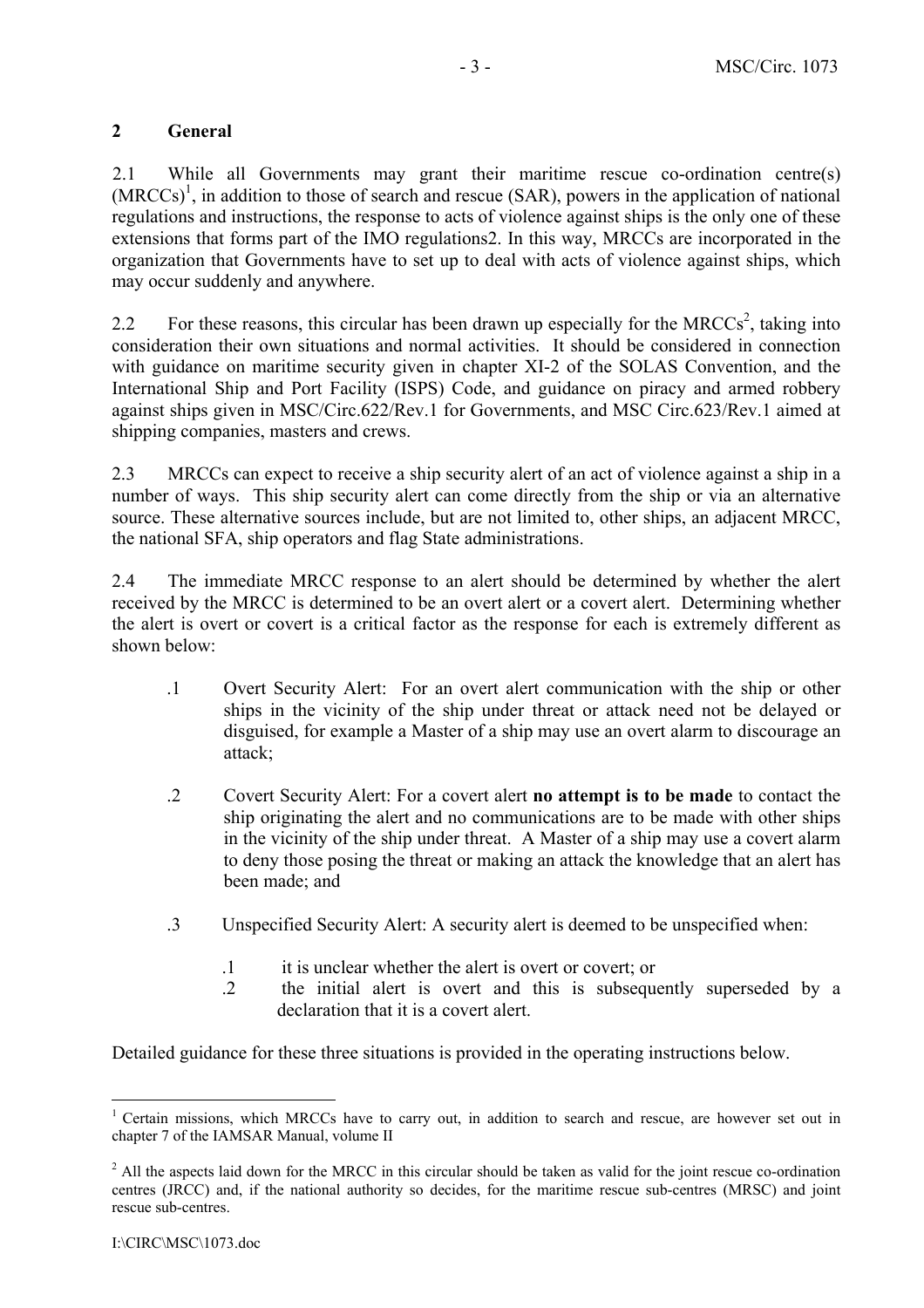## 2 General

2.1 While all Governments may grant their maritime rescue co-ordination centre(s) (MRCCs)[1], in addition to those of search and rescue (SAR), powers in the application of national regulations and instructions, the response to acts of violence against ships is the only one of these extensions that forms part of the IMO regulations2. In this way, MRCCs are incorporated in the organization that Governments have to set up to deal with acts of violence against ships, which may occur suddenly and anywhere.

2.2 For these reasons, this circular has been drawn up especially for the MRCCs[2], taking into consideration their own situations and normal activities. It should be considered in connection with guidance on maritime security given in chapter XI-2 of the SOLAS Convention, and the International Ship and Port Facility (ISPS) Code, and guidance on piracy and armed robbery against ships given in MSC/Circ.622/Rev.1 for Governments, and MSC Circ.623/Rev.1 aimed at shipping companies, masters and crews.

2.3 MRCCs can expect to receive a ship security alert of an act of violence against a ship in a number of ways. This ship security alert can come directly from the ship or via an alternative source. These alternative sources include, but are not limited to, other ships, an adjacent MRCC, the national SFA, ship operators and flag State administrations.

2.4 The immediate MRCC response to an alert should be determined by whether the alert received by the MRCC is determined to be an overt alert or a covert alert. Determining whether the alert is overt or covert is a critical factor as the response for each is extremely different as shown below:

.1 Overt Security Alert: For an overt alert communication with the ship or other ships in the vicinity of the ship under threat or attack need not be delayed or disguised, for example a Master of a ship may use an overt alarm to discourage an attack;

.2 Covert Security Alert: For a covert alert **no attempt is to be made** to contact the ship originating the alert and no communications are to be made with other ships in the vicinity of the ship under threat. A Master of a ship may use a covert alarm to deny those posing the threat or making an attack the knowledge that an alert has been made; and

.3 Unspecified Security Alert: A security alert is deemed to be unspecified when:

   .1 it is unclear whether the alert is overt or covert; or

   .2 the initial alert is overt and this is subsequently superseded by a declaration that it is a covert alert.

Detailed guidance for these three situations is provided in the operating instructions below.

---

[1] Certain missions, which MRCCs have to carry out, in addition to search and rescue, are however set out in chapter 7 of the IAMSAR Manual, volume II

[2] All the aspects laid down for the MRCC in this circular should be taken as valid for the joint rescue co-ordination centres (JRCC) and, if the national authority so decides, for the maritime rescue sub-centres (MRSC) and joint rescue sub-centres.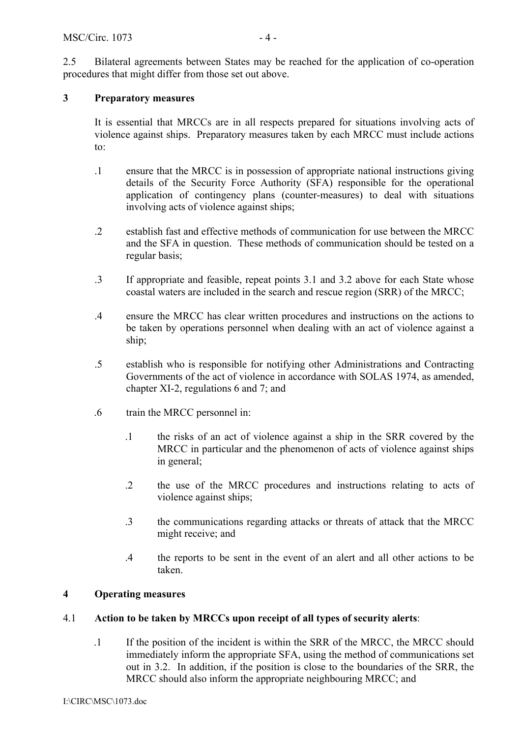2.5 Bilateral agreements between States may be reached for the application of co-operation procedures that might differ from those set out above.

## 3 Preparatory measures

It is essential that MRCCs are in all respects prepared for situations involving acts of violence against ships. Preparatory measures taken by each MRCC must include actions to:

.1 ensure that the MRCC is in possession of appropriate national instructions giving details of the Security Force Authority (SFA) responsible for the operational application of contingency plans (counter-measures) to deal with situations involving acts of violence against ships;

.2 establish fast and effective methods of communication for use between the MRCC and the SFA in question. These methods of communication should be tested on a regular basis;

.3 If appropriate and feasible, repeat points 3.1 and 3.2 above for each State whose coastal waters are included in the search and rescue region (SRR) of the MRCC;

.4 ensure the MRCC has clear written procedures and instructions on the actions to be taken by operations personnel when dealing with an act of violence against a ship;

.5 establish who is responsible for notifying other Administrations and Contracting Governments of the act of violence in accordance with SOLAS 1974, as amended, chapter XI-2, regulations 6 and 7; and

.6 train the MRCC personnel in:

  .1 the risks of an act of violence against a ship in the SRR covered by the MRCC in particular and the phenomenon of acts of violence against ships in general;

  .2 the use of the MRCC procedures and instructions relating to acts of violence against ships;

  .3 the communications regarding attacks or threats of attack that the MRCC might receive; and

  .4 the reports to be sent in the event of an alert and all other actions to be taken.

## 4 Operating measures

4.1 **Action to be taken by MRCCs upon receipt of all types of security alerts**:

.1 If the position of the incident is within the SRR of the MRCC, the MRCC should immediately inform the appropriate SFA, using the method of communications set out in 3.2. In addition, if the position is close to the boundaries of the SRR, the MRCC should also inform the appropriate neighbouring MRCC; and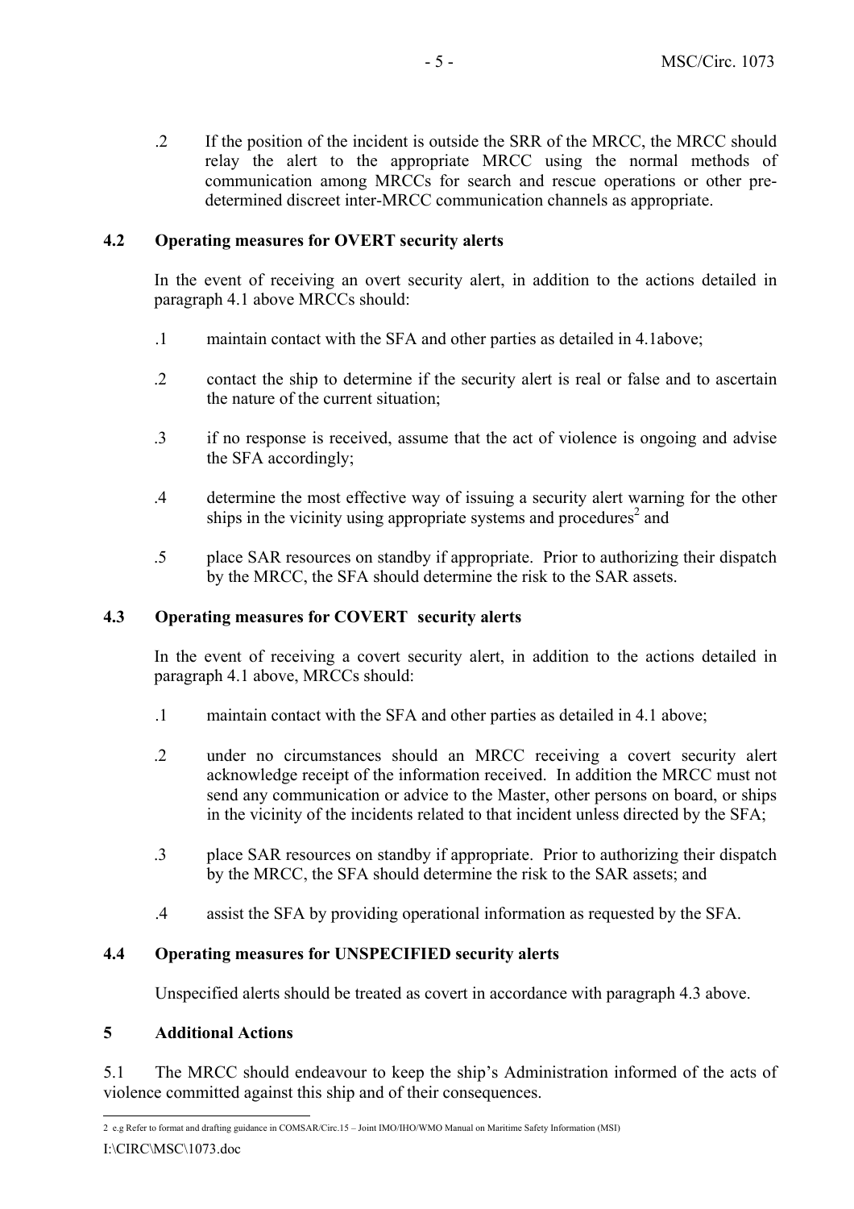.2 If the position of the incident is outside the SRR of the MRCC, the MRCC should relay the alert to the appropriate MRCC using the normal methods of communication among MRCCs for search and rescue operations or other pre-determined discreet inter-MRCC communication channels as appropriate.

### 4.2 Operating measures for OVERT security alerts

In the event of receiving an overt security alert, in addition to the actions detailed in paragraph 4.1 above MRCCs should:

.1 maintain contact with the SFA and other parties as detailed in 4.1above;

.2 contact the ship to determine if the security alert is real or false and to ascertain the nature of the current situation;

.3 if no response is received, assume that the act of violence is ongoing and advise the SFA accordingly;

.4 determine the most effective way of issuing a security alert warning for the other ships in the vicinity using appropriate systems and procedures[2] and

.5 place SAR resources on standby if appropriate. Prior to authorizing their dispatch by the MRCC, the SFA should determine the risk to the SAR assets.

### 4.3 Operating measures for COVERT security alerts

In the event of receiving a covert security alert, in addition to the actions detailed in paragraph 4.1 above, MRCCs should:

.1 maintain contact with the SFA and other parties as detailed in 4.1 above;

.2 under no circumstances should an MRCC receiving a covert security alert acknowledge receipt of the information received. In addition the MRCC must not send any communication or advice to the Master, other persons on board, or ships in the vicinity of the incidents related to that incident unless directed by the SFA;

.3 place SAR resources on standby if appropriate. Prior to authorizing their dispatch by the MRCC, the SFA should determine the risk to the SAR assets; and

.4 assist the SFA by providing operational information as requested by the SFA.

### 4.4 Operating measures for UNSPECIFIED security alerts

Unspecified alerts should be treated as covert in accordance with paragraph 4.3 above.

## 5 Additional Actions

5.1 The MRCC should endeavour to keep the ship's Administration informed of the acts of violence committed against this ship and of their consequences.

---

2 e.g Refer to format and drafting guidance in COMSAR/Circ.15 – Joint IMO/IHO/WMO Manual on Maritime Safety Information (MSI)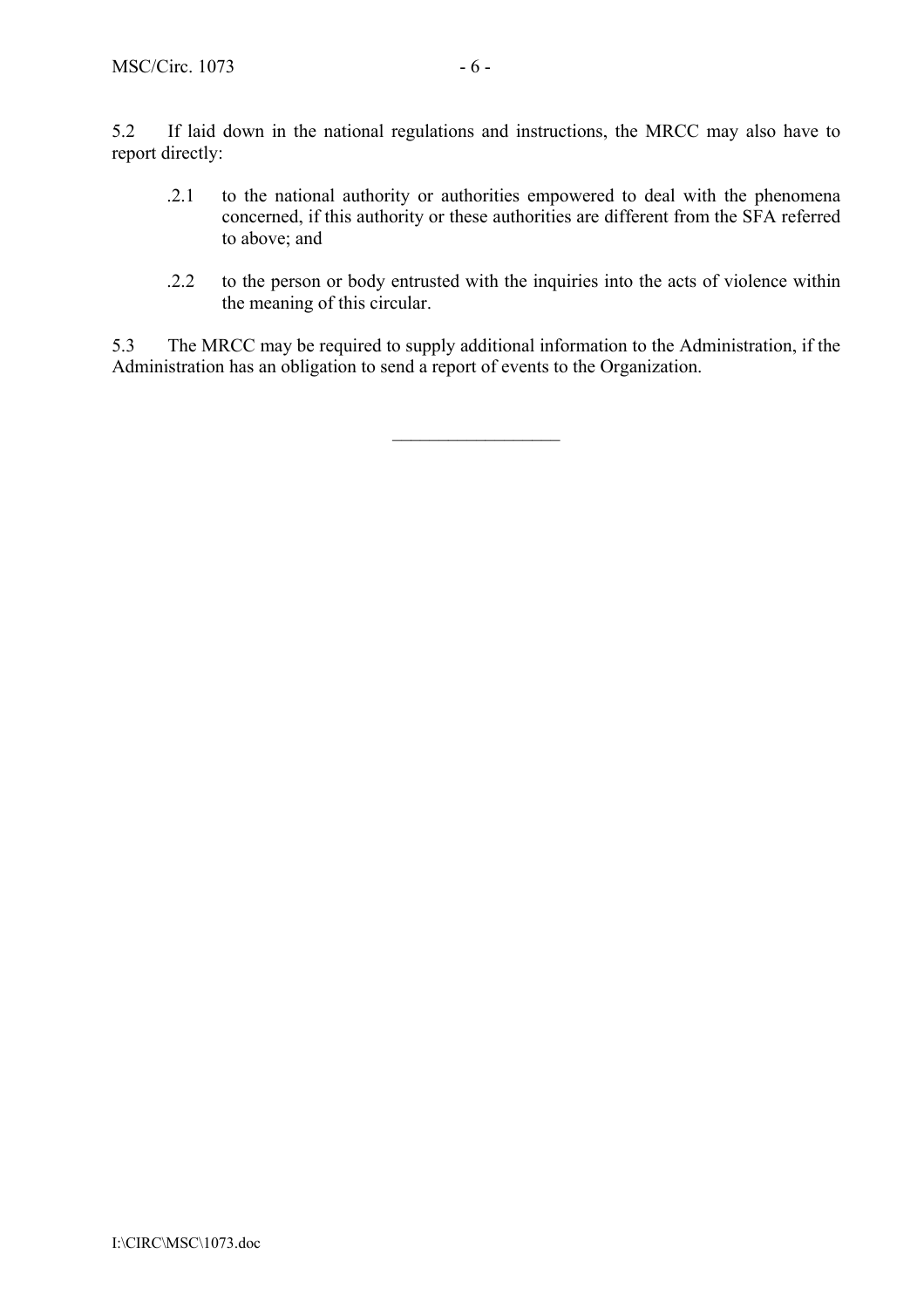5.2 If laid down in the national regulations and instructions, the MRCC may also have to report directly:

.2.1 to the national authority or authorities empowered to deal with the phenomena concerned, if this authority or these authorities are different from the SFA referred to above; and

.2.2 to the person or body entrusted with the inquiries into the acts of violence within the meaning of this circular.

5.3 The MRCC may be required to supply additional information to the Administration, if the Administration has an obligation to send a report of events to the Organization.

___________________